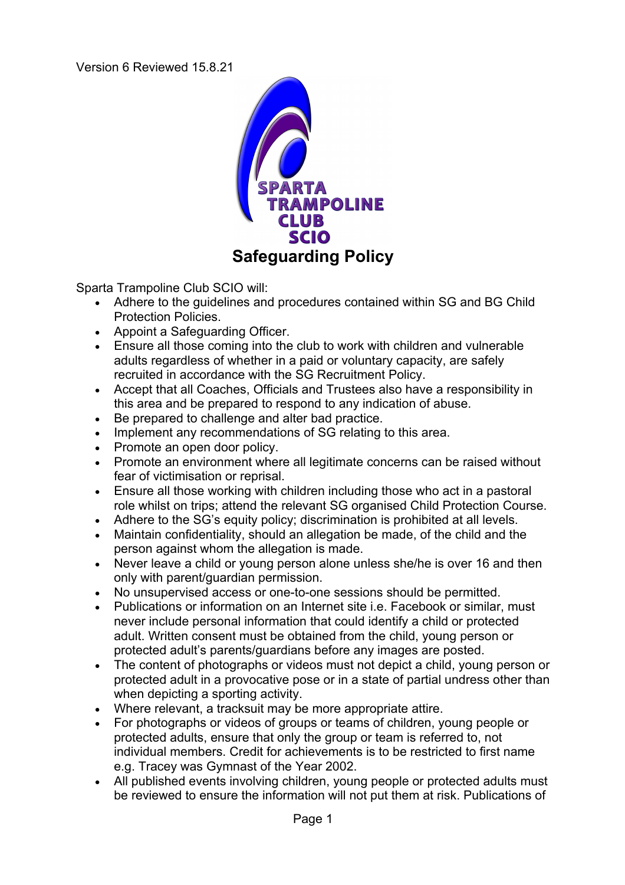Version 6 Reviewed 15.8.21

# Safeguarding Policy

Sparta Trampoline Club SCIO will:

- Adhere to the guidelines and procedures contained within SG and BG Child Protection Policies.
- Appoint a Safeguarding Officer.
- Ensure all those coming into the club to work with children and vulnerable adults regardless of whether in a paid or voluntary capacity, are safely recruited in accordance with the SG Recruitment Policy.
- Accept that all Coaches, Officials and Trustees also have a responsibility in this area and be prepared to respond to any indication of abuse.
- Be prepared to challenge and alter bad practice.
- Implement any recommendations of SG relating to this area.
- Promote an open door policy.
- Promote an environment where all legitimate concerns can be raised without fear of victimisation or reprisal.
- Ensure all those working with children including those who act in a pastoral role whilst on trips; attend the relevant SG organised Child Protection Course.
- Adhere to the SG's equity policy; discrimination is prohibited at all levels.
- Maintain confidentiality, should an allegation be made, of the child and the person against whom the allegation is made.
- Never leave a child or young person alone unless she/he is over 16 and then only with parent/guardian permission.
- No unsupervised access or one-to-one sessions should be permitted.
- Publications or information on an Internet site i.e. Facebook or similar, must never include personal information that could identify a child or protected adult. Written consent must be obtained from the child, young person or protected adult's parents/guardians before any images are posted.
- The content of photographs or videos must not depict a child, young person or protected adult in a provocative pose or in a state of partial undress other than when depicting a sporting activity.
- Where relevant, a tracksuit may be more appropriate attire.
- For photographs or videos of groups or teams of children, young people or protected adults, ensure that only the group or team is referred to, not individual members. Credit for achievements is to be restricted to first name e.g. Tracey was Gymnast of the Year 2002.
- All published events involving children, young people or protected adults must be reviewed to ensure the information will not put them at risk. Publications of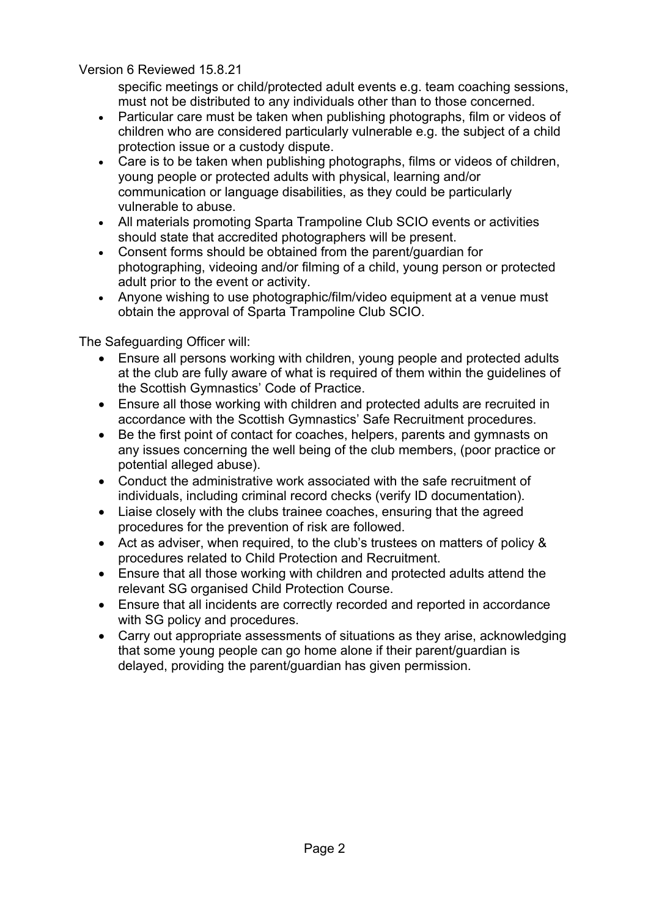specific meetings or child/protected adult events e.g. team coaching sessions, must not be distributed to any individuals other than to those concerned.

- Particular care must be taken when publishing photographs, film or videos of children who are considered particularly vulnerable e.g. the subject of a child protection issue or a custody dispute.
- Care is to be taken when publishing photographs, films or videos of children, young people or protected adults with physical, learning and/or communication or language disabilities, as they could be particularly vulnerable to abuse.
- All materials promoting Sparta Trampoline Club SCIO events or activities should state that accredited photographers will be present.
- Consent forms should be obtained from the parent/guardian for photographing, videoing and/or filming of a child, young person or protected adult prior to the event or activity.
- Anyone wishing to use photographic/film/video equipment at a venue must obtain the approval of Sparta Trampoline Club SCIO.

The Safeguarding Officer will:

- Ensure all persons working with children, young people and protected adults at the club are fully aware of what is required of them within the guidelines of the Scottish Gymnastics' Code of Practice.
- Ensure all those working with children and protected adults are recruited in accordance with the Scottish Gymnastics' Safe Recruitment procedures.
- Be the first point of contact for coaches, helpers, parents and gymnasts on any issues concerning the well being of the club members, (poor practice or potential alleged abuse).
- Conduct the administrative work associated with the safe recruitment of individuals, including criminal record checks (verify ID documentation).
- Liaise closely with the clubs trainee coaches, ensuring that the agreed procedures for the prevention of risk are followed.
- Act as adviser, when required, to the club's trustees on matters of policy & procedures related to Child Protection and Recruitment.
- Ensure that all those working with children and protected adults attend the relevant SG organised Child Protection Course.
- Ensure that all incidents are correctly recorded and reported in accordance with SG policy and procedures.
- Carry out appropriate assessments of situations as they arise, acknowledging that some young people can go home alone if their parent/guardian is delayed, providing the parent/guardian has given permission.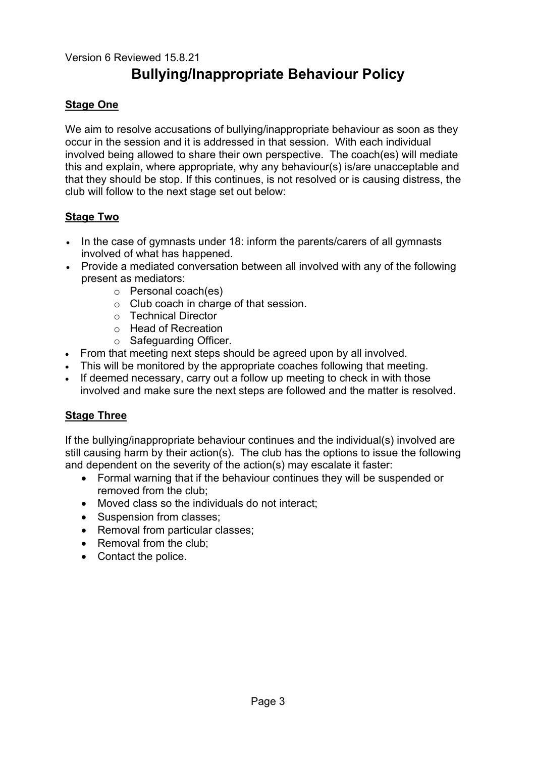Version 6 Reviewed 15.8.21

# Bullying/Inappropriate Behaviour Policy

## Stage One

We aim to resolve accusations of bullying/inappropriate behaviour as soon as they occur in the session and it is addressed in that session. With each individual involved being allowed to share their own perspective. The coach(es) will mediate this and explain, where appropriate, why any behaviour(s) is/are unacceptable and that they should be stop. If this continues, is not resolved or is causing distress, the club will follow to the next stage set out below:

## Stage Two

- In the case of gymnasts under 18: inform the parents/carers of all gymnasts involved of what has happened.
- Provide a mediated conversation between all involved with any of the following present as mediators:
    - Personal coach(es)
    - Club coach in charge of that session.
    - Technical Director
    - Head of Recreation
    - Safeguarding Officer.
- From that meeting next steps should be agreed upon by all involved.
- This will be monitored by the appropriate coaches following that meeting.
- If deemed necessary, carry out a follow up meeting to check in with those involved and make sure the next steps are followed and the matter is resolved.

## Stage Three

If the bullying/inappropriate behaviour continues and the individual(s) involved are still causing harm by their action(s). The club has the options to issue the following and dependent on the severity of the action(s) may escalate it faster:

- Formal warning that if the behaviour continues they will be suspended or removed from the club;
- Moved class so the individuals do not interact;
- Suspension from classes;
- Removal from particular classes;
- Removal from the club;
- Contact the police.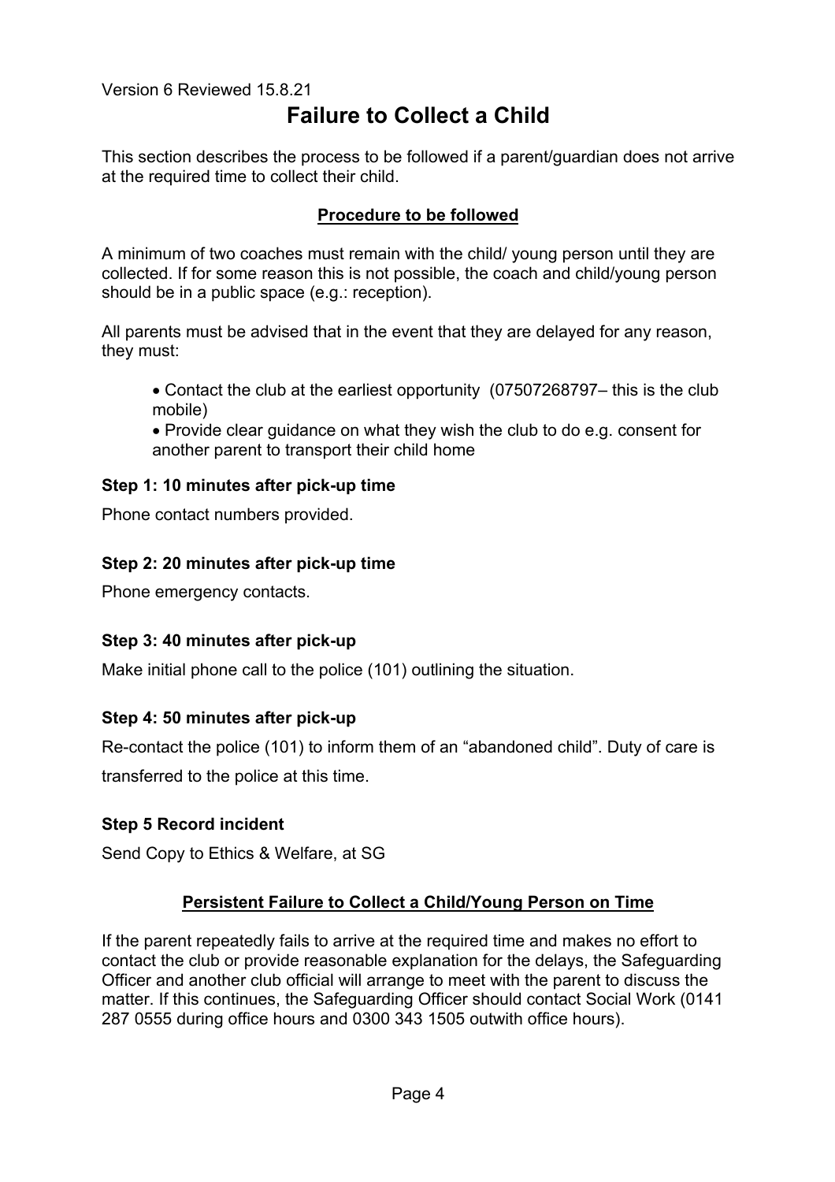Version 6 Reviewed 15.8.21

# Failure to Collect a Child

This section describes the process to be followed if a parent/guardian does not arrive at the required time to collect their child.

## Procedure to be followed

A minimum of two coaches must remain with the child/ young person until they are collected. If for some reason this is not possible, the coach and child/young person should be in a public space (e.g.: reception).

All parents must be advised that in the event that they are delayed for any reason, they must:

- Contact the club at the earliest opportunity (07507268797– this is the club mobile)
- Provide clear guidance on what they wish the club to do e.g. consent for another parent to transport their child home

**Step 1: 10 minutes after pick-up time**

Phone contact numbers provided.

**Step 2: 20 minutes after pick-up time**

Phone emergency contacts.

**Step 3: 40 minutes after pick-up**

Make initial phone call to the police (101) outlining the situation.

**Step 4: 50 minutes after pick-up**

Re-contact the police (101) to inform them of an "abandoned child". Duty of care is transferred to the police at this time.

**Step 5 Record incident**

Send Copy to Ethics & Welfare, at SG

## Persistent Failure to Collect a Child/Young Person on Time

If the parent repeatedly fails to arrive at the required time and makes no effort to contact the club or provide reasonable explanation for the delays, the Safeguarding Officer and another club official will arrange to meet with the parent to discuss the matter. If this continues, the Safeguarding Officer should contact Social Work (0141 287 0555 during office hours and 0300 343 1505 outwith office hours).